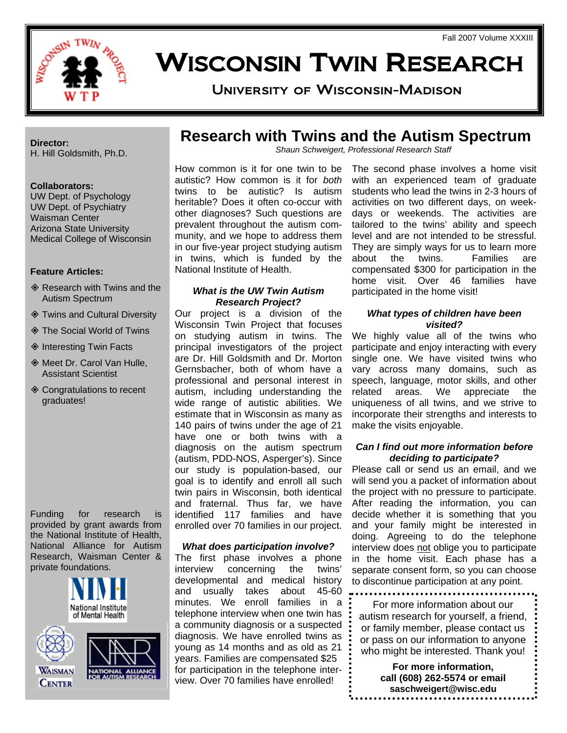Fall 2007 Volume XXXIII

# Wisconsin Twin Research

## University of Wisconsin-Madison

**Director:**
H. Hill Goldsmith, Ph.D.

**Collaborators:**
UW Dept. of Psychology
UW Dept. of Psychiatry
Waisman Center
Arizona State University
Medical College of Wisconsin

**Feature Articles:**

- Research with Twins and the Autism Spectrum
- Twins and Cultural Diversity
- The Social World of Twins
- Interesting Twin Facts
- Meet Dr. Carol Van Hulle, Assistant Scientist
- Congratulations to recent graduates!

Funding for research is provided by grant awards from the National Institute of Health, National Alliance for Autism Research, Waisman Center & private foundations.

## Research with Twins and the Autism Spectrum

*Shaun Schweigert, Professional Research Staff*

How common is it for one twin to be autistic? How common is it for *both* twins to be autistic? Is autism heritable? Does it often co-occur with other diagnoses? Such questions are prevalent throughout the autism community, and we hope to address them in our five-year project studying autism in twins, which is funded by the National Institute of Health.

### *What is the UW Twin Autism Research Project?*

Our project is a division of the Wisconsin Twin Project that focuses on studying autism in twins. The principal investigators of the project are Dr. Hill Goldsmith and Dr. Morton Gernsbacher, both of whom have a professional and personal interest in autism, including understanding the wide range of autistic abilities. We estimate that in Wisconsin as many as 140 pairs of twins under the age of 21 have one or both twins with a diagnosis on the autism spectrum (autism, PDD-NOS, Asperger's). Since our study is population-based, our goal is to identify and enroll all such twin pairs in Wisconsin, both identical and fraternal. Thus far, we have identified 117 families and have enrolled over 70 families in our project.

### *What does participation involve?*

The first phase involves a phone interview concerning the twins' developmental and medical history and usually takes about 45-60 minutes. We enroll families in a telephone interview when one twin has a community diagnosis or a suspected diagnosis. We have enrolled twins as young as 14 months and as old as 21 years. Families are compensated $25 for participation in the telephone interview. Over 70 families have enrolled!

The second phase involves a home visit with an experienced team of graduate students who lead the twins in 2-3 hours of activities on two different days, on weekdays or weekends. The activities are tailored to the twins' ability and speech level and are not intended to be stressful. They are simply ways for us to learn more about the twins. Families are compensated $300 for participation in the home visit. Over 46 families have participated in the home visit!

### *What types of children have been visited?*

We highly value all of the twins who participate and enjoy interacting with every single one. We have visited twins who vary across many domains, such as speech, language, motor skills, and other related areas. We appreciate the uniqueness of all twins, and we strive to incorporate their strengths and interests to make the visits enjoyable.

### *Can I find out more information before deciding to participate?*

Please call or send us an email, and we will send you a packet of information about the project with no pressure to participate. After reading the information, you can decide whether it is something that you and your family might be interested in doing. Agreeing to do the telephone interview does not oblige you to participate in the home visit. Each phase has a separate consent form, so you can choose to discontinue participation at any point.

For more information about our autism research for yourself, a friend, or family member, please contact us or pass on our information to anyone who might be interested. Thank you!

**For more information, call (608) 262-5574 or email saschweigert@wisc.edu**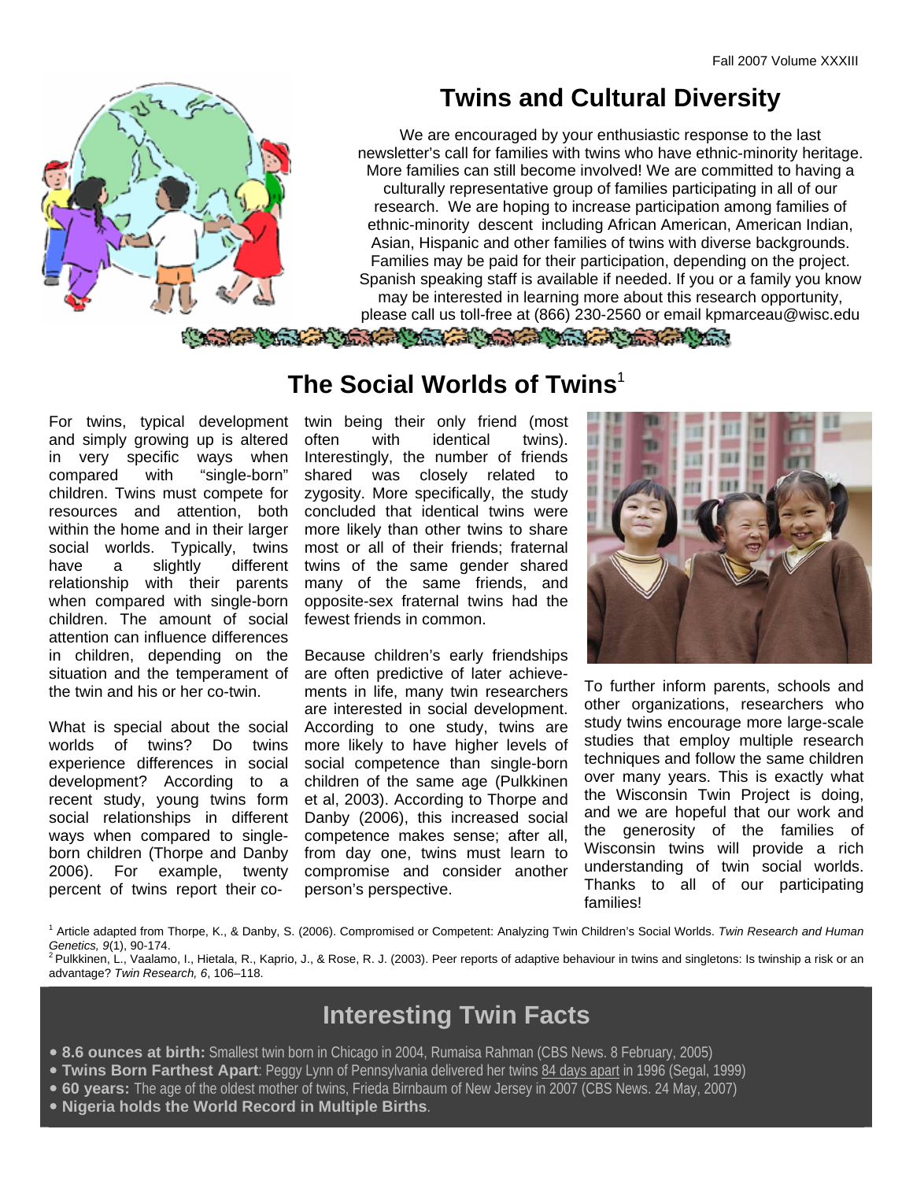# Twins and Cultural Diversity

We are encouraged by your enthusiastic response to the last newsletter's call for families with twins who have ethnic-minority heritage. More families can still become involved! We are committed to having a culturally representative group of families participating in all of our research. We are hoping to increase participation among families of ethnic-minority descent including African American, American Indian, Asian, Hispanic and other families of twins with diverse backgrounds. Families may be paid for their participation, depending on the project. Spanish speaking staff is available if needed. If you or a family you know may be interested in learning more about this research opportunity, please call us toll-free at (866) 230-2560 or email kpmarceau@wisc.edu

# The Social Worlds of Twins[1]

For twins, typical development and simply growing up is altered in very specific ways when compared with "single-born" children. Twins must compete for resources and attention, both within the home and in their larger social worlds. Typically, twins have a slightly different relationship with their parents when compared with single-born children. The amount of social attention can influence differences in children, depending on the situation and the temperament of the twin and his or her co-twin.

What is special about the social worlds of twins? Do twins experience differences in social development? According to a recent study, young twins form social relationships in different ways when compared to single-born children (Thorpe and Danby 2006). For example, twenty percent of twins report their co-twin being their only friend (most often with identical twins). Interestingly, the number of friends shared was closely related to zygosity. More specifically, the study concluded that identical twins were more likely than other twins to share most or all of their friends; fraternal twins of the same gender shared many of the same friends, and opposite-sex fraternal twins had the fewest friends in common.

Because children's early friendships are often predictive of later achievements in life, many twin researchers are interested in social development. According to one study, twins are more likely to have higher levels of social competence than single-born children of the same age (Pulkkinen et al, 2003). According to Thorpe and Danby (2006), this increased social competence makes sense; after all, from day one, twins must learn to compromise and consider another person's perspective.

To further inform parents, schools and other organizations, researchers who study twins encourage more large-scale studies that employ multiple research techniques and follow the same children over many years. This is exactly what the Wisconsin Twin Project is doing, and we are hopeful that our work and the generosity of the families of Wisconsin twins will provide a rich understanding of twin social worlds. Thanks to all of our participating families!

[1] Article adapted from Thorpe, K., & Danby, S. (2006). Compromised or Competent: Analyzing Twin Children's Social Worlds. *Twin Research and Human Genetics, 9*(1), 90-174.

[2] Pulkkinen, L., Vaalamo, I., Hietala, R., Kaprio, J., & Rose, R. J. (2003). Peer reports of adaptive behaviour in twins and singletons: Is twinship a risk or an advantage? *Twin Research, 6*, 106–118.

## Interesting Twin Facts

- **8.6 ounces at birth:** Smallest twin born in Chicago in 2004, Rumaisa Rahman (CBS News. 8 February, 2005)
- **Twins Born Farthest Apart**: Peggy Lynn of Pennsylvania delivered her twins 84 days apart in 1996 (Segal, 1999)
- **60 years:** The age of the oldest mother of twins, Frieda Birnbaum of New Jersey in 2007 (CBS News. 24 May, 2007)
- **Nigeria holds the World Record in Multiple Births**.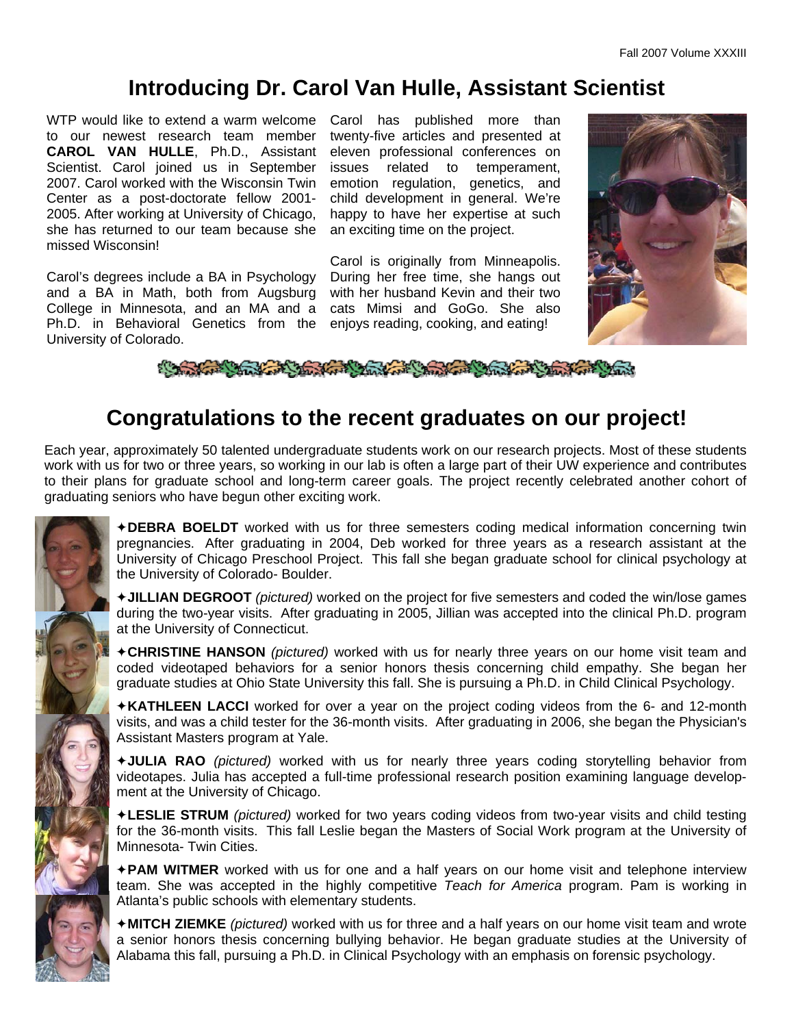# Introducing Dr. Carol Van Hulle, Assistant Scientist

WTP would like to extend a warm welcome to our newest research team member **CAROL VAN HULLE**, Ph.D., Assistant Scientist. Carol joined us in September 2007. Carol worked with the Wisconsin Twin Center as a post-doctorate fellow 2001-2005. After working at University of Chicago, she has returned to our team because she missed Wisconsin!

Carol's degrees include a BA in Psychology and a BA in Math, both from Augsburg College in Minnesota, and an MA and a Ph.D. in Behavioral Genetics from the University of Colorado.

Carol has published more than twenty-five articles and presented at eleven professional conferences on issues related to temperament, emotion regulation, genetics, and child development in general. We're happy to have her expertise at such an exciting time on the project.

Carol is originally from Minneapolis. During her free time, she hangs out with her husband Kevin and their two cats Mimsi and GoGo. She also enjoys reading, cooking, and eating!

# Congratulations to the recent graduates on our project!

Each year, approximately 50 talented undergraduate students work on our research projects. Most of these students work with us for two or three years, so working in our lab is often a large part of their UW experience and contributes to their plans for graduate school and long-term career goals. The project recently celebrated another cohort of graduating seniors who have begun other exciting work.

✦**DEBRA BOELDT** worked with us for three semesters coding medical information concerning twin pregnancies. After graduating in 2004, Deb worked for three years as a research assistant at the University of Chicago Preschool Project. This fall she began graduate school for clinical psychology at the University of Colorado- Boulder.

✦**JILLIAN DEGROOT** *(pictured)* worked on the project for five semesters and coded the win/lose games during the two-year visits. After graduating in 2005, Jillian was accepted into the clinical Ph.D. program at the University of Connecticut.

✦**CHRISTINE HANSON** *(pictured)* worked with us for nearly three years on our home visit team and coded videotaped behaviors for a senior honors thesis concerning child empathy. She began her graduate studies at Ohio State University this fall. She is pursuing a Ph.D. in Child Clinical Psychology.

✦**KATHLEEN LACCI** worked for over a year on the project coding videos from the 6- and 12-month visits, and was a child tester for the 36-month visits. After graduating in 2006, she began the Physician's Assistant Masters program at Yale.

✦**JULIA RAO** *(pictured)* worked with us for nearly three years coding storytelling behavior from videotapes. Julia has accepted a full-time professional research position examining language development at the University of Chicago.

✦**LESLIE STRUM** *(pictured)* worked for two years coding videos from two-year visits and child testing for the 36-month visits. This fall Leslie began the Masters of Social Work program at the University of Minnesota- Twin Cities.

✦**PAM WITMER** worked with us for one and a half years on our home visit and telephone interview team. She was accepted in the highly competitive *Teach for America* program. Pam is working in Atlanta's public schools with elementary students.

✦**MITCH ZIEMKE** *(pictured)* worked with us for three and a half years on our home visit team and wrote a senior honors thesis concerning bullying behavior. He began graduate studies at the University of Alabama this fall, pursuing a Ph.D. in Clinical Psychology with an emphasis on forensic psychology.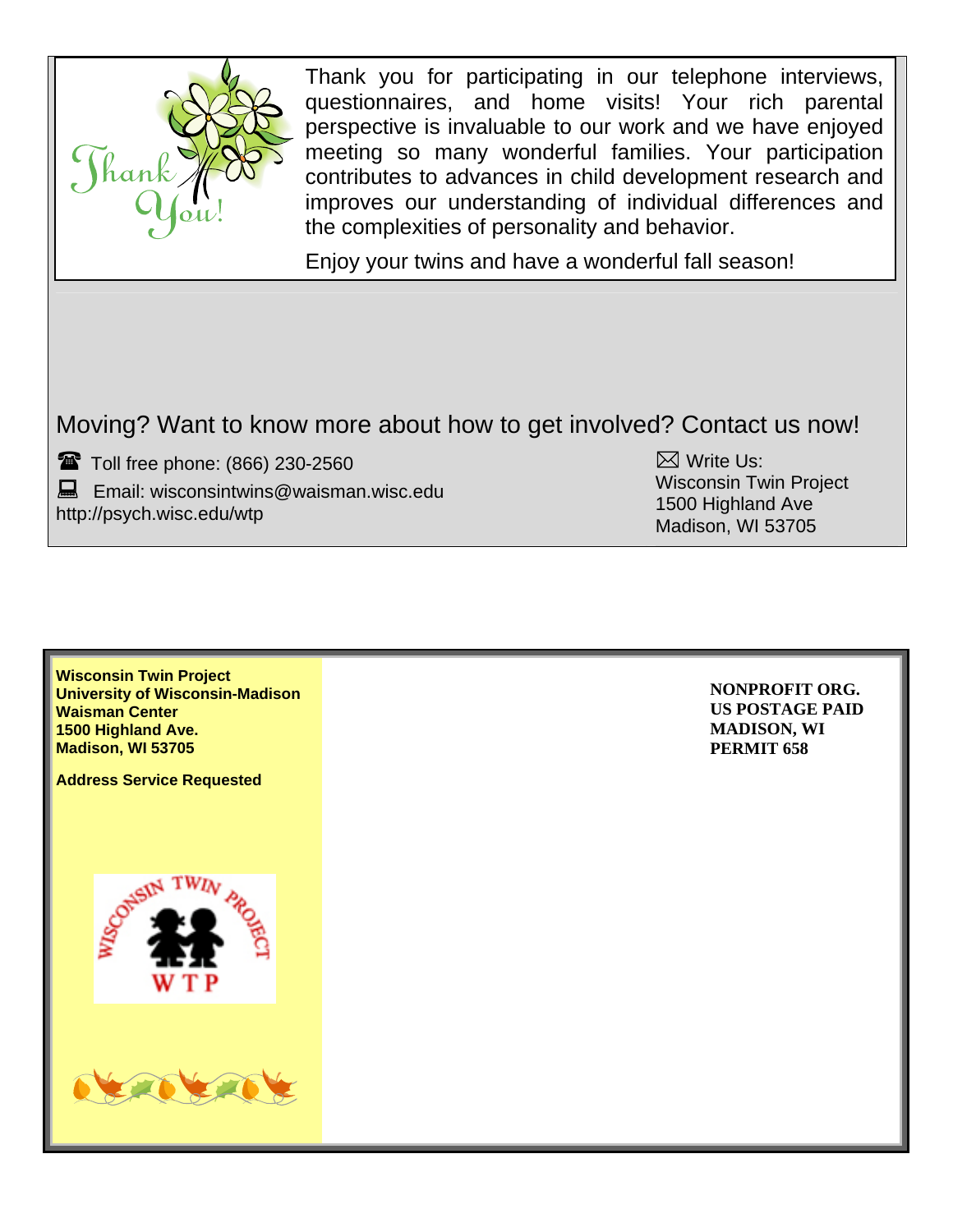Thank you for participating in our telephone interviews, questionnaires, and home visits! Your rich parental perspective is invaluable to our work and we have enjoyed meeting so many wonderful families. Your participation contributes to advances in child development research and improves our understanding of individual differences and the complexities of personality and behavior.

Enjoy your twins and have a wonderful fall season!

## Moving? Want to know more about how to get involved? Contact us now!

Toll free phone: (866) 230-2560

Email: wisconsintwins@waisman.wisc.edu

http://psych.wisc.edu/wtp

Write Us:
Wisconsin Twin Project
1500 Highland Ave
Madison, WI 53705

**Wisconsin Twin Project**
**University of Wisconsin-Madison**
**Waisman Center**
**1500 Highland Ave.**
**Madison, WI 53705**

**Address Service Requested**

**NONPROFIT ORG.**
**US POSTAGE PAID**
**MADISON, WI**
**PERMIT 658**